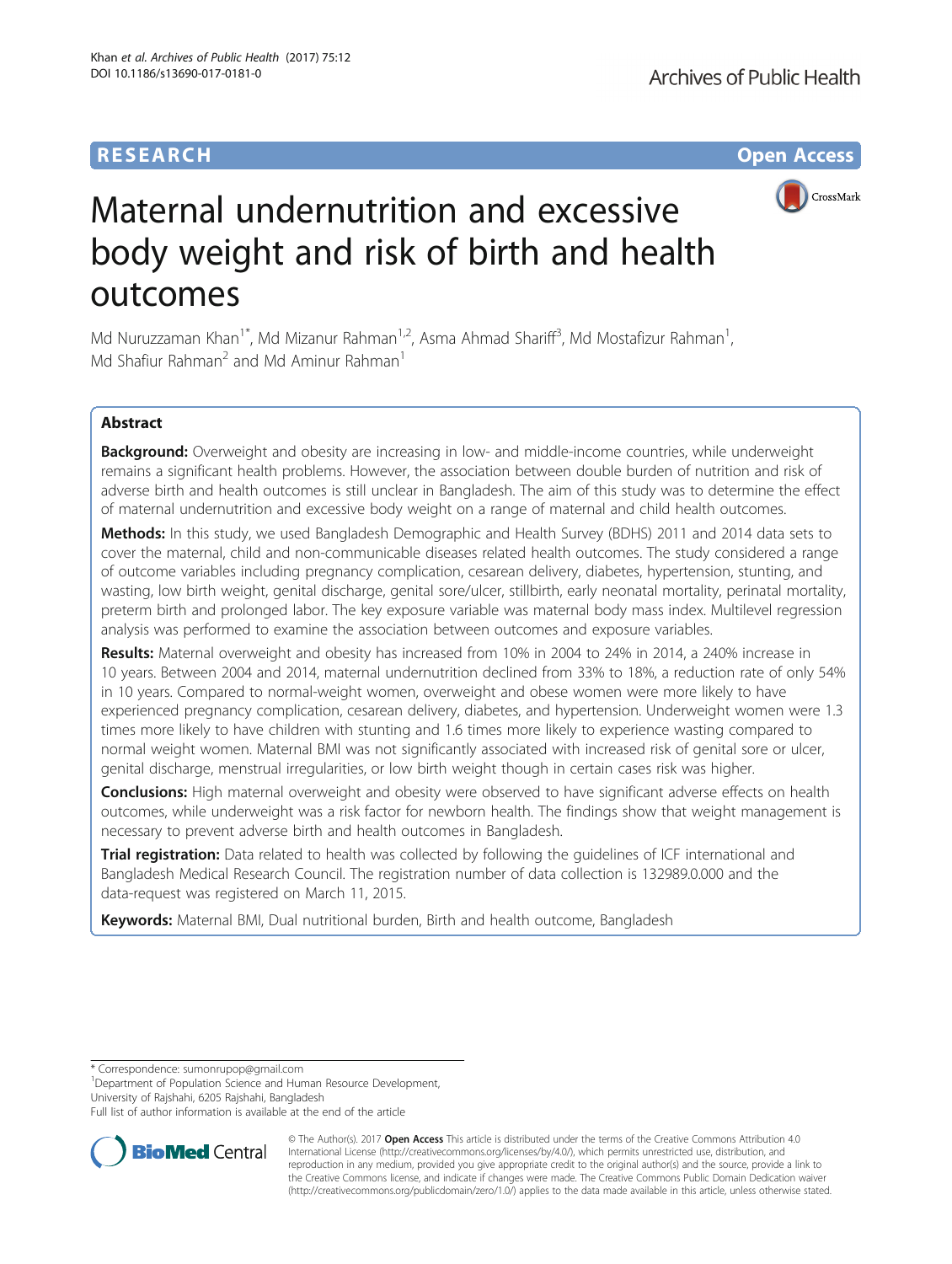RESEARCH Open Access

# Maternal undernutrition and excessive body weight and risk of birth and health outcomes

Md Nuruzzaman Khan[1*], Md Mizanur Rahman[1,2], Asma Ahmad Shariff[3], Md Mostafizur Rahman[1], Md Shafiur Rahman[2] and Md Aminur Rahman[1]

## Abstract

**Background:** Overweight and obesity are increasing in low- and middle-income countries, while underweight remains a significant health problems. However, the association between double burden of nutrition and risk of adverse birth and health outcomes is still unclear in Bangladesh. The aim of this study was to determine the effect of maternal undernutrition and excessive body weight on a range of maternal and child health outcomes.

**Methods:** In this study, we used Bangladesh Demographic and Health Survey (BDHS) 2011 and 2014 data sets to cover the maternal, child and non-communicable diseases related health outcomes. The study considered a range of outcome variables including pregnancy complication, cesarean delivery, diabetes, hypertension, stunting, and wasting, low birth weight, genital discharge, genital sore/ulcer, stillbirth, early neonatal mortality, perinatal mortality, preterm birth and prolonged labor. The key exposure variable was maternal body mass index. Multilevel regression analysis was performed to examine the association between outcomes and exposure variables.

**Results:** Maternal overweight and obesity has increased from 10% in 2004 to 24% in 2014, a 240% increase in 10 years. Between 2004 and 2014, maternal undernutrition declined from 33% to 18%, a reduction rate of only 54% in 10 years. Compared to normal-weight women, overweight and obese women were more likely to have experienced pregnancy complication, cesarean delivery, diabetes, and hypertension. Underweight women were 1.3 times more likely to have children with stunting and 1.6 times more likely to experience wasting compared to normal weight women. Maternal BMI was not significantly associated with increased risk of genital sore or ulcer, genital discharge, menstrual irregularities, or low birth weight though in certain cases risk was higher.

**Conclusions:** High maternal overweight and obesity were observed to have significant adverse effects on health outcomes, while underweight was a risk factor for newborn health. The findings show that weight management is necessary to prevent adverse birth and health outcomes in Bangladesh.

**Trial registration:** Data related to health was collected by following the guidelines of ICF international and Bangladesh Medical Research Council. The registration number of data collection is 132989.0.000 and the data-request was registered on March 11, 2015.

**Keywords:** Maternal BMI, Dual nutritional burden, Birth and health outcome, Bangladesh

\* Correspondence: sumonrupop@gmail.com
[1]Department of Population Science and Human Resource Development, University of Rajshahi, 6205 Rajshahi, Bangladesh
Full list of author information is available at the end of the article

© The Author(s). 2017 **Open Access** This article is distributed under the terms of the Creative Commons Attribution 4.0 International License (http://creativecommons.org/licenses/by/4.0/), which permits unrestricted use, distribution, and reproduction in any medium, provided you give appropriate credit to the original author(s) and the source, provide a link to the Creative Commons license, and indicate if changes were made. The Creative Commons Public Domain Dedication waiver (http://creativecommons.org/publicdomain/zero/1.0/) applies to the data made available in this article, unless otherwise stated.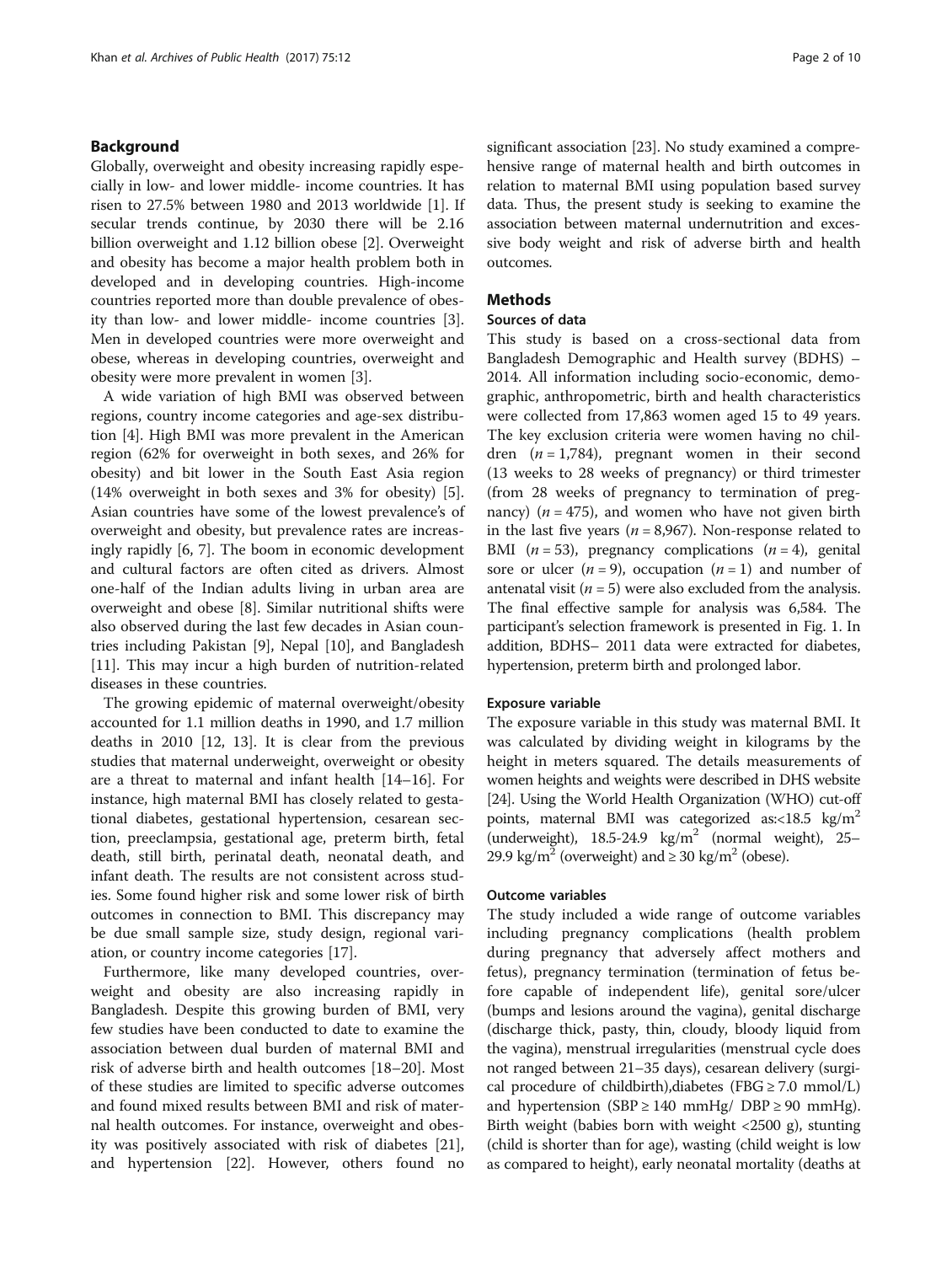## Background

Globally, overweight and obesity increasing rapidly especially in low- and lower middle- income countries. It has risen to 27.5% between 1980 and 2013 worldwide [1]. If secular trends continue, by 2030 there will be 2.16 billion overweight and 1.12 billion obese [2]. Overweight and obesity has become a major health problem both in developed and in developing countries. High-income countries reported more than double prevalence of obesity than low- and lower middle- income countries [3]. Men in developed countries were more overweight and obese, whereas in developing countries, overweight and obesity were more prevalent in women [3].

A wide variation of high BMI was observed between regions, country income categories and age-sex distribution [4]. High BMI was more prevalent in the American region (62% for overweight in both sexes, and 26% for obesity) and bit lower in the South East Asia region (14% overweight in both sexes and 3% for obesity) [5]. Asian countries have some of the lowest prevalence's of overweight and obesity, but prevalence rates are increasingly rapidly [6, 7]. The boom in economic development and cultural factors are often cited as drivers. Almost one-half of the Indian adults living in urban area are overweight and obese [8]. Similar nutritional shifts were also observed during the last few decades in Asian countries including Pakistan [9], Nepal [10], and Bangladesh [11]. This may incur a high burden of nutrition-related diseases in these countries.

The growing epidemic of maternal overweight/obesity accounted for 1.1 million deaths in 1990, and 1.7 million deaths in 2010 [12, 13]. It is clear from the previous studies that maternal underweight, overweight or obesity are a threat to maternal and infant health [14–16]. For instance, high maternal BMI has closely related to gestational diabetes, gestational hypertension, cesarean section, preeclampsia, gestational age, preterm birth, fetal death, still birth, perinatal death, neonatal death, and infant death. The results are not consistent across studies. Some found higher risk and some lower risk of birth outcomes in connection to BMI. This discrepancy may be due small sample size, study design, regional variation, or country income categories [17].

Furthermore, like many developed countries, overweight and obesity are also increasing rapidly in Bangladesh. Despite this growing burden of BMI, very few studies have been conducted to date to examine the association between dual burden of maternal BMI and risk of adverse birth and health outcomes [18–20]. Most of these studies are limited to specific adverse outcomes and found mixed results between BMI and risk of maternal health outcomes. For instance, overweight and obesity was positively associated with risk of diabetes [21], and hypertension [22]. However, others found no significant association [23]. No study examined a comprehensive range of maternal health and birth outcomes in relation to maternal BMI using population based survey data. Thus, the present study is seeking to examine the association between maternal undernutrition and excessive body weight and risk of adverse birth and health outcomes.

## Methods

### Sources of data

This study is based on a cross-sectional data from Bangladesh Demographic and Health survey (BDHS) – 2014. All information including socio-economic, demographic, anthropometric, birth and health characteristics were collected from 17,863 women aged 15 to 49 years. The key exclusion criteria were women having no children (*n* = 1,784), pregnant women in their second (13 weeks to 28 weeks of pregnancy) or third trimester (from 28 weeks of pregnancy to termination of pregnancy) (*n* = 475), and women who have not given birth in the last five years (*n* = 8,967). Non-response related to BMI (*n* = 53), pregnancy complications (*n* = 4), genital sore or ulcer (*n* = 9), occupation (*n* = 1) and number of antenatal visit (*n* = 5) were also excluded from the analysis. The final effective sample for analysis was 6,584. The participant's selection framework is presented in Fig. 1. In addition, BDHS– 2011 data were extracted for diabetes, hypertension, preterm birth and prolonged labor.

### Exposure variable

The exposure variable in this study was maternal BMI. It was calculated by dividing weight in kilograms by the height in meters squared. The details measurements of women heights and weights were described in DHS website [24]. Using the World Health Organization (WHO) cut-off points, maternal BMI was categorized as:<18.5 kg/m$^2$ (underweight), 18.5-24.9 kg/m$^2$ (normal weight), 25–29.9 kg/m$^2$ (overweight) and ≥ 30 kg/m$^2$ (obese).

### Outcome variables

The study included a wide range of outcome variables including pregnancy complications (health problem during pregnancy that adversely affect mothers and fetus), pregnancy termination (termination of fetus before capable of independent life), genital sore/ulcer (bumps and lesions around the vagina), genital discharge (discharge thick, pasty, thin, cloudy, bloody liquid from the vagina), menstrual irregularities (menstrual cycle does not ranged between 21–35 days), cesarean delivery (surgical procedure of childbirth),diabetes (FBG ≥ 7.0 mmol/L) and hypertension (SBP ≥ 140 mmHg/ DBP ≥ 90 mmHg). Birth weight (babies born with weight <2500 g), stunting (child is shorter than for age), wasting (child weight is low as compared to height), early neonatal mortality (deaths at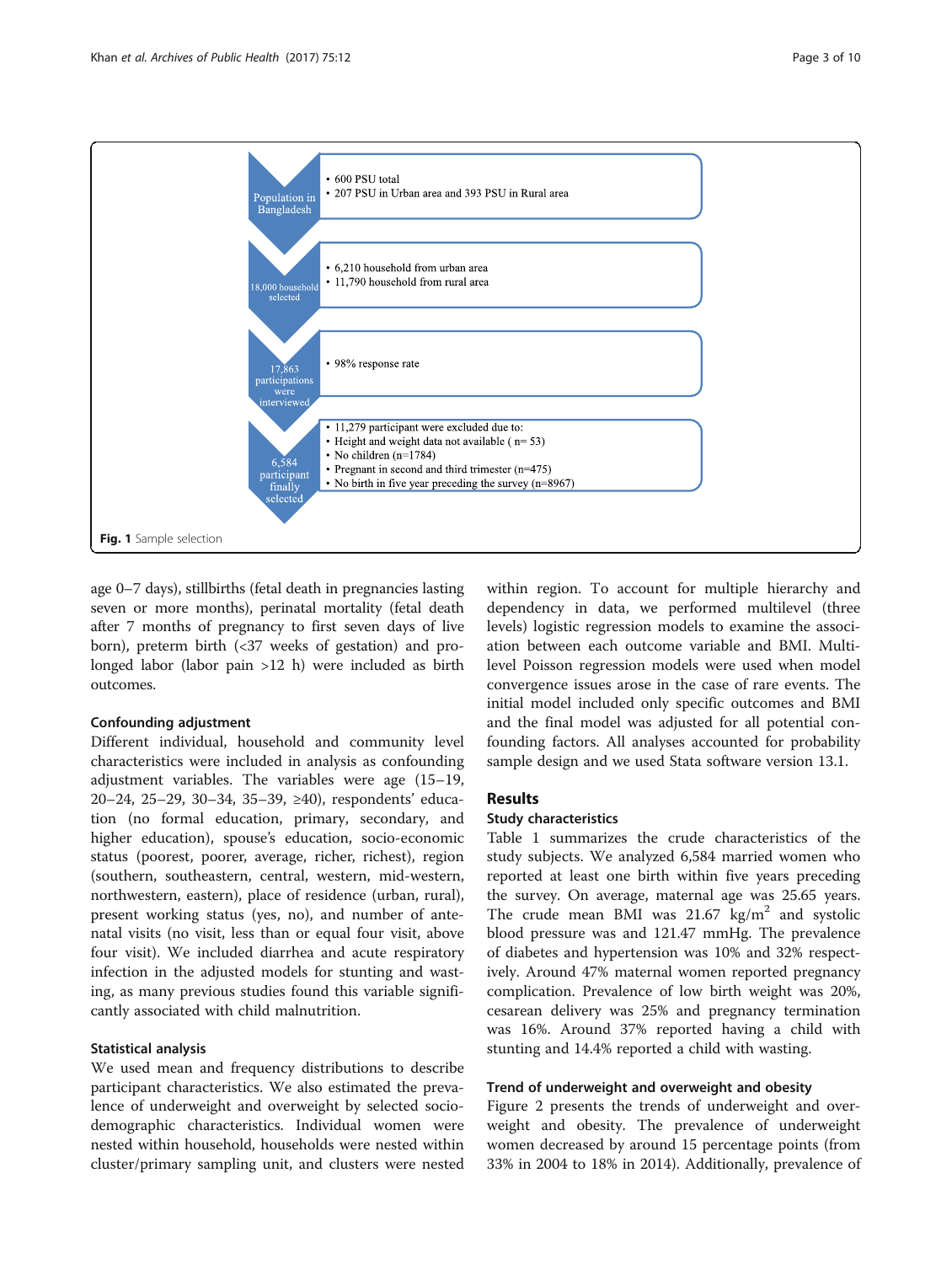| | |
|---|---|
| Population in Bangladesh | • 600 PSU total<br>• 207 PSU in Urban area and 393 PSU in Rural area |
| 18,000 household selected | • 6,210 household from urban area<br>• 11,790 household from rural area |
| 17,863 participations were interviewed | • 98% response rate |
| 6,584 participant finally selected | • 11,279 participant were excluded due to:<br>• Height and weight data not available ( n= 53)<br>• No children (n=1784)<br>• Pregnant in second and third trimester (n=475)<br>• No birth in five year preceding the survey (n=8967) |

**Fig. 1** Sample selection

age 0–7 days), stillbirths (fetal death in pregnancies lasting seven or more months), perinatal mortality (fetal death after 7 months of pregnancy to first seven days of live born), preterm birth (<37 weeks of gestation) and prolonged labor (labor pain >12 h) were included as birth outcomes.

#### Confounding adjustment

Different individual, household and community level characteristics were included in analysis as confounding adjustment variables. The variables were age (15–19, 20–24, 25–29, 30–34, 35–39, ≥40), respondents' education (no formal education, primary, secondary, and higher education), spouse's education, socio-economic status (poorest, poorer, average, richer, richest), region (southern, southeastern, central, western, mid-western, northwestern, eastern), place of residence (urban, rural), present working status (yes, no), and number of antenatal visits (no visit, less than or equal four visit, above four visit). We included diarrhea and acute respiratory infection in the adjusted models for stunting and wasting, as many previous studies found this variable significantly associated with child malnutrition.

#### Statistical analysis

We used mean and frequency distributions to describe participant characteristics. We also estimated the prevalence of underweight and overweight by selected sociodemographic characteristics. Individual women were nested within household, households were nested within cluster/primary sampling unit, and clusters were nested within region. To account for multiple hierarchy and dependency in data, we performed multilevel (three levels) logistic regression models to examine the association between each outcome variable and BMI. Multilevel Poisson regression models were used when model convergence issues arose in the case of rare events. The initial model included only specific outcomes and BMI and the final model was adjusted for all potential confounding factors. All analyses accounted for probability sample design and we used Stata software version 13.1.

## Results

#### Study characteristics

Table 1 summarizes the crude characteristics of the study subjects. We analyzed 6,584 married women who reported at least one birth within five years preceding the survey. On average, maternal age was 25.65 years. The crude mean BMI was 21.67 $kg/m^2$ and systolic blood pressure was and 121.47 mmHg. The prevalence of diabetes and hypertension was 10% and 32% respectively. Around 47% maternal women reported pregnancy complication. Prevalence of low birth weight was 20%, cesarean delivery was 25% and pregnancy termination was 16%. Around 37% reported having a child with stunting and 14.4% reported a child with wasting.

#### Trend of underweight and overweight and obesity

Figure 2 presents the trends of underweight and overweight and obesity. The prevalence of underweight women decreased by around 15 percentage points (from 33% in 2004 to 18% in 2014). Additionally, prevalence of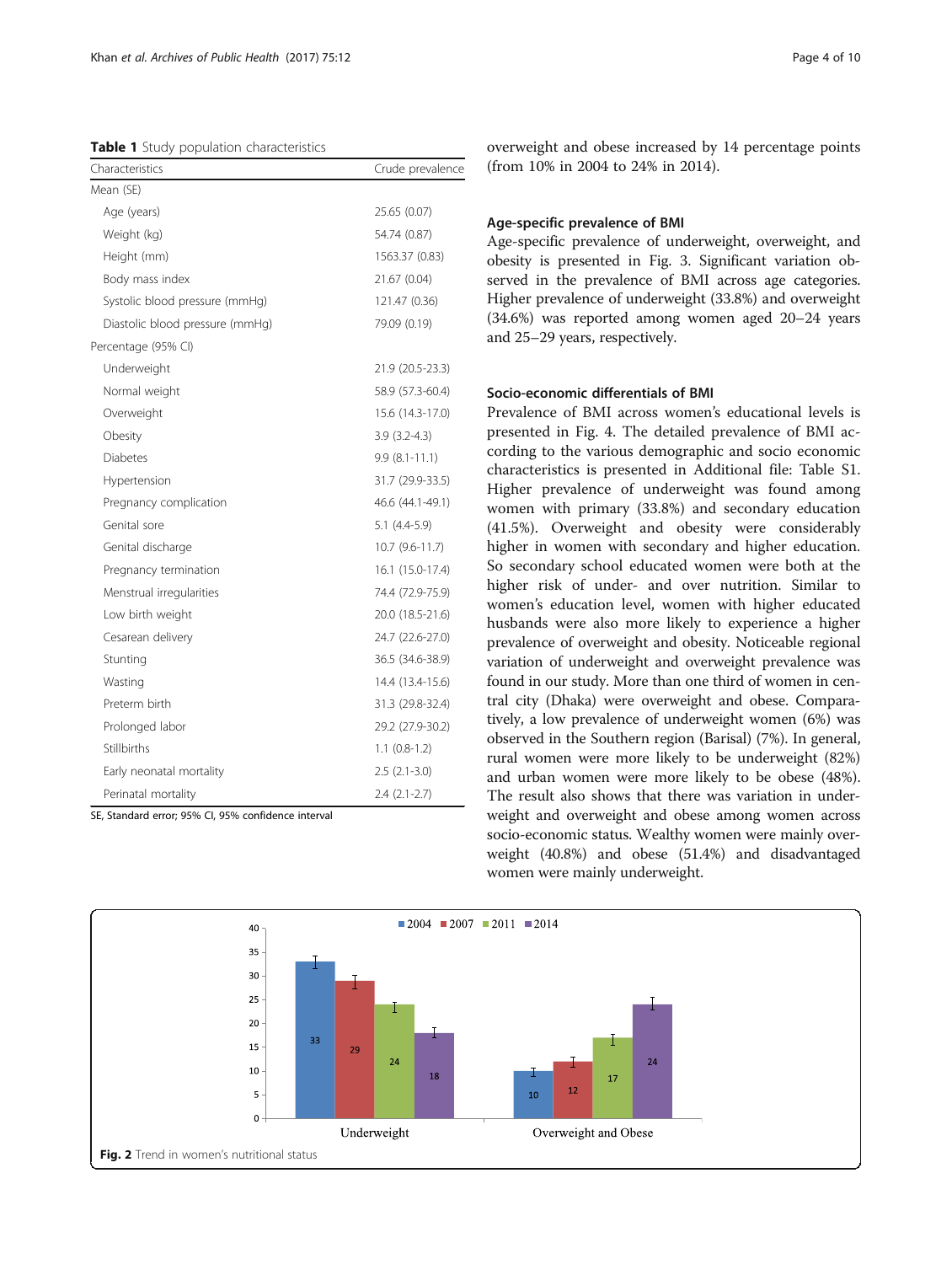**Table 1** Study population characteristics

| Characteristics | Crude prevalence |
|---|---|
| Mean (SE) | |
| Age (years) | 25.65 (0.07) |
| Weight (kg) | 54.74 (0.87) |
| Height (mm) | 1563.37 (0.83) |
| Body mass index | 21.67 (0.04) |
| Systolic blood pressure (mmHg) | 121.47 (0.36) |
| Diastolic blood pressure (mmHg) | 79.09 (0.19) |
| Percentage (95% CI) | |
| Underweight | 21.9 (20.5-23.3) |
| Normal weight | 58.9 (57.3-60.4) |
| Overweight | 15.6 (14.3-17.0) |
| Obesity | 3.9 (3.2-4.3) |
| Diabetes | 9.9 (8.1-11.1) |
| Hypertension | 31.7 (29.9-33.5) |
| Pregnancy complication | 46.6 (44.1-49.1) |
| Genital sore | 5.1 (4.4-5.9) |
| Genital discharge | 10.7 (9.6-11.7) |
| Pregnancy termination | 16.1 (15.0-17.4) |
| Menstrual irregularities | 74.4 (72.9-75.9) |
| Low birth weight | 20.0 (18.5-21.6) |
| Cesarean delivery | 24.7 (22.6-27.0) |
| Stunting | 36.5 (34.6-38.9) |
| Wasting | 14.4 (13.4-15.6) |
| Preterm birth | 31.3 (29.8-32.4) |
| Prolonged labor | 29.2 (27.9-30.2) |
| Stillbirths | 1.1 (0.8-1.2) |
| Early neonatal mortality | 2.5 (2.1-3.0) |
| Perinatal mortality | 2.4 (2.1-2.7) |

SE, Standard error; 95% CI, 95% confidence interval

overweight and obese increased by 14 percentage points (from 10% in 2004 to 24% in 2014).

### Age-specific prevalence of BMI

Age-specific prevalence of underweight, overweight, and obesity is presented in Fig. 3. Significant variation observed in the prevalence of BMI across age categories. Higher prevalence of underweight (33.8%) and overweight (34.6%) was reported among women aged 20–24 years and 25–29 years, respectively.

### Socio-economic differentials of BMI

Prevalence of BMI across women's educational levels is presented in Fig. 4. The detailed prevalence of BMI according to the various demographic and socio economic characteristics is presented in Additional file: Table S1. Higher prevalence of underweight was found among women with primary (33.8%) and secondary education (41.5%). Overweight and obesity were considerably higher in women with secondary and higher education. So secondary school educated women were both at the higher risk of under- and over nutrition. Similar to women's education level, women with higher educated husbands were also more likely to experience a higher prevalence of overweight and obesity. Noticeable regional variation of underweight and overweight prevalence was found in our study. More than one third of women in central city (Dhaka) were overweight and obese. Comparatively, a low prevalence of underweight women (6%) was observed in the Southern region (Barisal) (7%). In general, rural women were more likely to be underweight (82%) and urban women were more likely to be obese (48%). The result also shows that there was variation in underweight and overweight and obese among women across socio-economic status. Wealthy women were mainly overweight (40.8%) and obese (51.4%) and disadvantaged women were mainly underweight.

**Fig. 2** Trend in women's nutritional status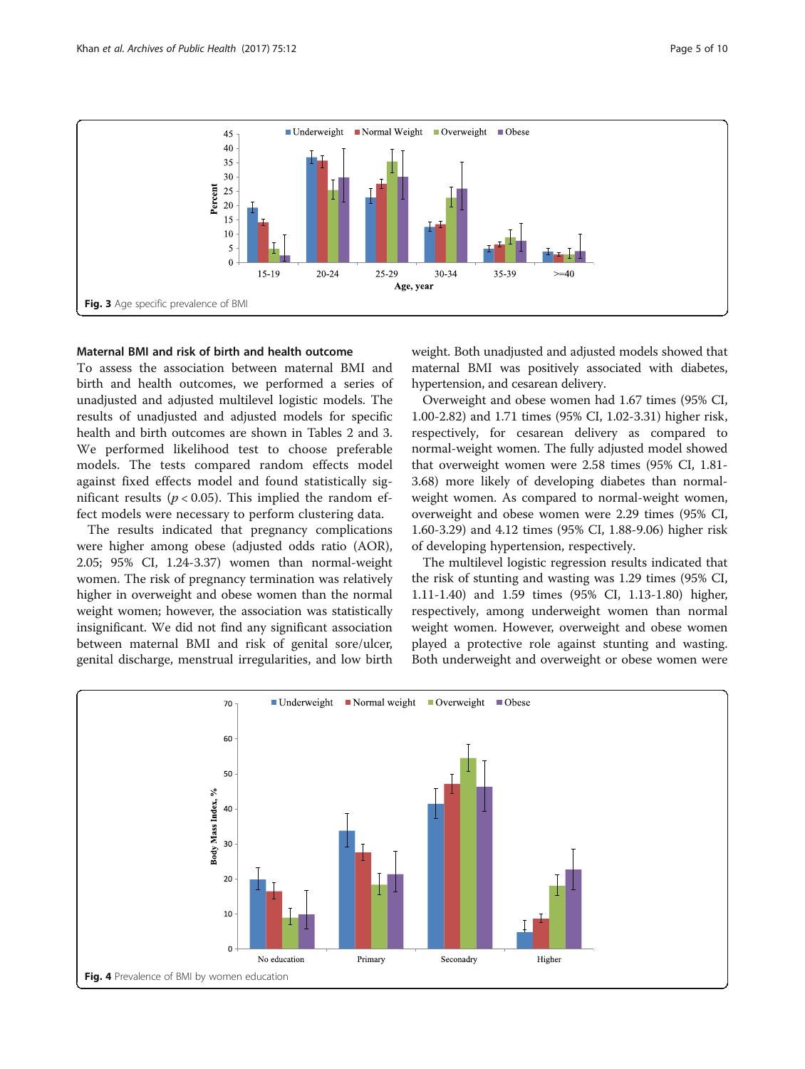Fig. 3 Age specific prevalence of BMI

### Maternal BMI and risk of birth and health outcome

To assess the association between maternal BMI and birth and health outcomes, we performed a series of unadjusted and adjusted multilevel logistic models. The results of unadjusted and adjusted models for specific health and birth outcomes are shown in Tables 2 and 3. We performed likelihood test to choose preferable models. The tests compared random effects model against fixed effects model and found statistically significant results ($p < 0.05$). This implied the random effect models were necessary to perform clustering data.

The results indicated that pregnancy complications were higher among obese (adjusted odds ratio (AOR), 2.05; 95% CI, 1.24-3.37) women than normal-weight women. The risk of pregnancy termination was relatively higher in overweight and obese women than the normal weight women; however, the association was statistically insignificant. We did not find any significant association between maternal BMI and risk of genital sore/ulcer, genital discharge, menstrual irregularities, and low birth weight. Both unadjusted and adjusted models showed that maternal BMI was positively associated with diabetes, hypertension, and cesarean delivery.

Overweight and obese women had 1.67 times (95% CI, 1.00-2.82) and 1.71 times (95% CI, 1.02-3.31) higher risk, respectively, for cesarean delivery as compared to normal-weight women. The fully adjusted model showed that overweight women were 2.58 times (95% CI, 1.81-3.68) more likely of developing diabetes than normal-weight women. As compared to normal-weight women, overweight and obese women were 2.29 times (95% CI, 1.60-3.29) and 4.12 times (95% CI, 1.88-9.06) higher risk of developing hypertension, respectively.

The multilevel logistic regression results indicated that the risk of stunting and wasting was 1.29 times (95% CI, 1.11-1.40) and 1.59 times (95% CI, 1.13-1.80) higher, respectively, among underweight women than normal weight women. However, overweight and obese women played a protective role against stunting and wasting. Both underweight and overweight or obese women were

Fig. 4 Prevalence of BMI by women education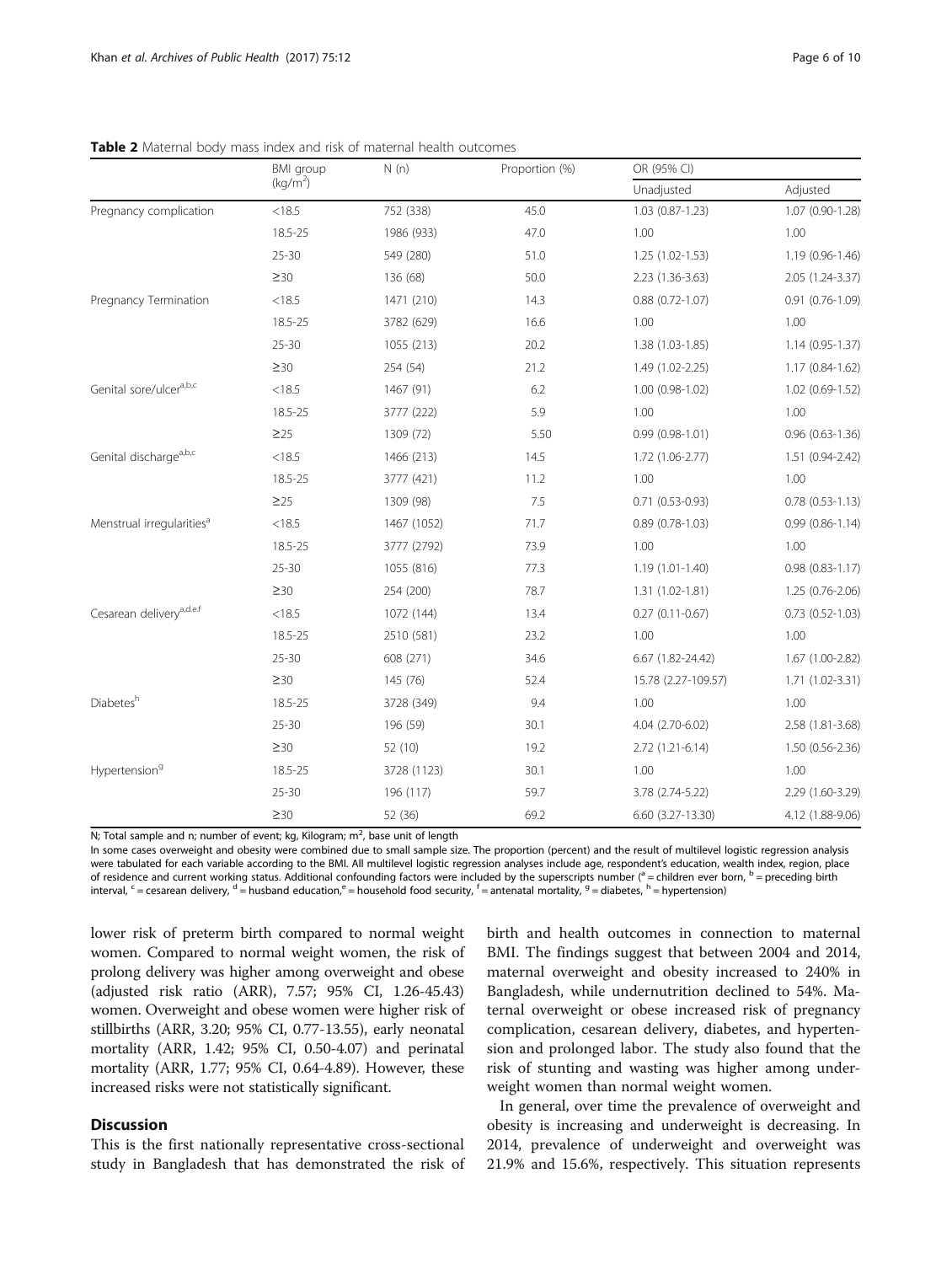**Table 2** Maternal body mass index and risk of maternal health outcomes

| | BMI group (kg/m²) | N (n) | Proportion (%) | OR (95% CI) | |
|---|---|---|---|---|---|
| | | | | Unadjusted | Adjusted |
| Pregnancy complication | <18.5 | 752 (338) | 45.0 | 1.03 (0.87-1.23) | 1.07 (0.90-1.28) |
| | 18.5-25 | 1986 (933) | 47.0 | 1.00 | 1.00 |
| | 25-30 | 549 (280) | 51.0 | 1.25 (1.02-1.53) | 1.19 (0.96-1.46) |
| | ≥30 | 136 (68) | 50.0 | 2.23 (1.36-3.63) | 2.05 (1.24-3.37) |
| Pregnancy Termination | <18.5 | 1471 (210) | 14.3 | 0.88 (0.72-1.07) | 0.91 (0.76-1.09) |
| | 18.5-25 | 3782 (629) | 16.6 | 1.00 | 1.00 |
| | 25-30 | 1055 (213) | 20.2 | 1.38 (1.03-1.85) | 1.14 (0.95-1.37) |
| | ≥30 | 254 (54) | 21.2 | 1.49 (1.02-2.25) | 1.17 (0.84-1.62) |
| Genital sore/ulcer[a,b,c] | <18.5 | 1467 (91) | 6.2 | 1.00 (0.98-1.02) | 1.02 (0.69-1.52) |
| | 18.5-25 | 3777 (222) | 5.9 | 1.00 | 1.00 |
| | ≥25 | 1309 (72) | 5.50 | 0.99 (0.98-1.01) | 0.96 (0.63-1.36) |
| Genital discharge[a,b,c] | <18.5 | 1466 (213) | 14.5 | 1.72 (1.06-2.77) | 1.51 (0.94-2.42) |
| | 18.5-25 | 3777 (421) | 11.2 | 1.00 | 1.00 |
| | ≥25 | 1309 (98) | 7.5 | 0.71 (0.53-0.93) | 0.78 (0.53-1.13) |
| Menstrual irregularities[a] | <18.5 | 1467 (1052) | 71.7 | 0.89 (0.78-1.03) | 0.99 (0.86-1.14) |
| | 18.5-25 | 3777 (2792) | 73.9 | 1.00 | 1.00 |
| | 25-30 | 1055 (816) | 77.3 | 1.19 (1.01-1.40) | 0.98 (0.83-1.17) |
| | ≥30 | 254 (200) | 78.7 | 1.31 (1.02-1.81) | 1.25 (0.76-2.06) |
| Cesarean delivery[a,d,e,f] | <18.5 | 1072 (144) | 13.4 | 0.27 (0.11-0.67) | 0.73 (0.52-1.03) |
| | 18.5-25 | 2510 (581) | 23.2 | 1.00 | 1.00 |
| | 25-30 | 608 (271) | 34.6 | 6.67 (1.82-24.42) | 1.67 (1.00-2.82) |
| | ≥30 | 145 (76) | 52.4 | 15.78 (2.27-109.57) | 1.71 (1.02-3.31) |
| Diabetes[h] | 18.5-25 | 3728 (349) | 9.4 | 1.00 | 1.00 |
| | 25-30 | 196 (59) | 30.1 | 4.04 (2.70-6.02) | 2.58 (1.81-3.68) |
| | ≥30 | 52 (10) | 19.2 | 2.72 (1.21-6.14) | 1.50 (0.56-2.36) |
| Hypertension[g] | 18.5-25 | 3728 (1123) | 30.1 | 1.00 | 1.00 |
| | 25-30 | 196 (117) | 59.7 | 3.78 (2.74-5.22) | 2.29 (1.60-3.29) |
| | ≥30 | 52 (36) | 69.2 | 6.60 (3.27-13.30) | 4.12 (1.88-9.06) |

N; Total sample and n; number of event; kg, Kilogram; m², base unit of length

In some cases overweight and obesity were combined due to small sample size. The proportion (percent) and the result of multilevel logistic regression analysis were tabulated for each variable according to the BMI. All multilevel logistic regression analyses include age, respondent's education, wealth index, region, place of residence and current working status. Additional confounding factors were included by the superscripts number ([a] = children ever born, [b] = preceding birth interval, [c] = cesarean delivery, [d] = husband education, [e] = household food security, [f] = antenatal mortality, [g] = diabetes, [h] = hypertension)

lower risk of preterm birth compared to normal weight women. Compared to normal weight women, the risk of prolong delivery was higher among overweight and obese (adjusted risk ratio (ARR), 7.57; 95% CI, 1.26-45.43) women. Overweight and obese women were higher risk of stillbirths (ARR, 3.20; 95% CI, 0.77-13.55), early neonatal mortality (ARR, 1.42; 95% CI, 0.50-4.07) and perinatal mortality (ARR, 1.77; 95% CI, 0.64-4.89). However, these increased risks were not statistically significant.

## Discussion

This is the first nationally representative cross-sectional study in Bangladesh that has demonstrated the risk of birth and health outcomes in connection to maternal BMI. The findings suggest that between 2004 and 2014, maternal overweight and obesity increased to 240% in Bangladesh, while undernutrition declined to 54%. Maternal overweight or obese increased risk of pregnancy complication, cesarean delivery, diabetes, and hypertension and prolonged labor. The study also found that the risk of stunting and wasting was higher among underweight women than normal weight women.

In general, over time the prevalence of overweight and obesity is increasing and underweight is decreasing. In 2014, prevalence of underweight and overweight was 21.9% and 15.6%, respectively. This situation represents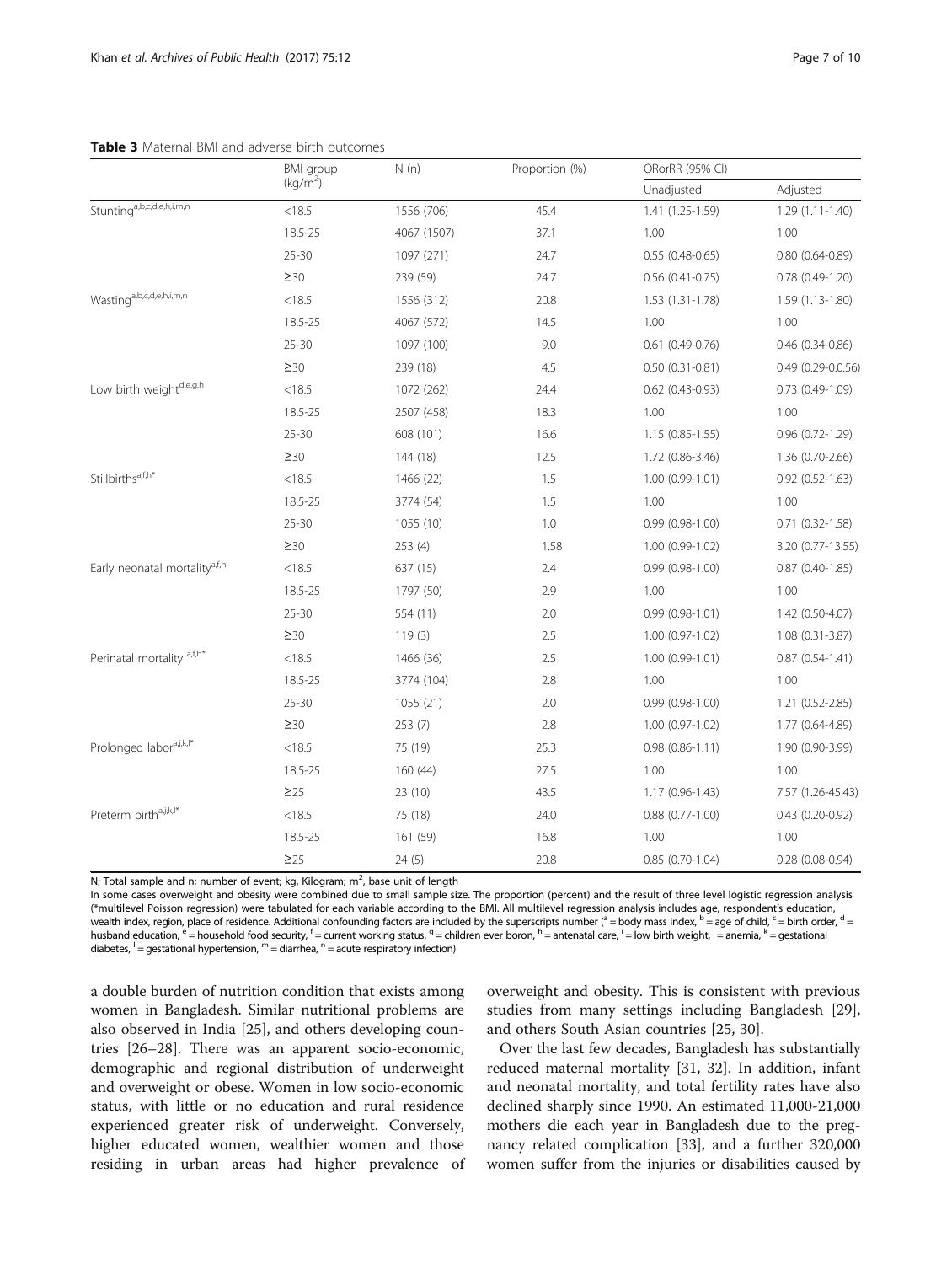**Table 3** Maternal BMI and adverse birth outcomes

| | BMI group (kg/m$^2$) | N (n) | Proportion (%) | ORorRR (95% CI) | |
|---|---|---|---|---|---|
| | | | | Unadjusted | Adjusted |
| Stunting[a,b,c,d,e,h,i,m,n] | <18.5 | 1556 (706) | 45.4 | 1.41 (1.25-1.59) | 1.29 (1.11-1.40) |
| | 18.5-25 | 4067 (1507) | 37.1 | 1.00 | 1.00 |
| | 25-30 | 1097 (271) | 24.7 | 0.55 (0.48-0.65) | 0.80 (0.64-0.89) |
| | ≥30 | 239 (59) | 24.7 | 0.56 (0.41-0.75) | 0.78 (0.49-1.20) |
| Wasting[a,b,c,d,e,h,i,m,n] | <18.5 | 1556 (312) | 20.8 | 1.53 (1.31-1.78) | 1.59 (1.13-1.80) |
| | 18.5-25 | 4067 (572) | 14.5 | 1.00 | 1.00 |
| | 25-30 | 1097 (100) | 9.0 | 0.61 (0.49-0.76) | 0.46 (0.34-0.86) |
| | ≥30 | 239 (18) | 4.5 | 0.50 (0.31-0.81) | 0.49 (0.29-0.0.56) |
| Low birth weight[d,e,g,h] | <18.5 | 1072 (262) | 24.4 | 0.62 (0.43-0.93) | 0.73 (0.49-1.09) |
| | 18.5-25 | 2507 (458) | 18.3 | 1.00 | 1.00 |
| | 25-30 | 608 (101) | 16.6 | 1.15 (0.85-1.55) | 0.96 (0.72-1.29) |
| | ≥30 | 144 (18) | 12.5 | 1.72 (0.86-3.46) | 1.36 (0.70-2.66) |
| Stillbirths[a,f,h*] | <18.5 | 1466 (22) | 1.5 | 1.00 (0.99-1.01) | 0.92 (0.52-1.63) |
| | 18.5-25 | 3774 (54) | 1.5 | 1.00 | 1.00 |
| | 25-30 | 1055 (10) | 1.0 | 0.99 (0.98-1.00) | 0.71 (0.32-1.58) |
| | ≥30 | 253 (4) | 1.58 | 1.00 (0.99-1.02) | 3.20 (0.77-13.55) |
| Early neonatal mortality[a,f,h] | <18.5 | 637 (15) | 2.4 | 0.99 (0.98-1.00) | 0.87 (0.40-1.85) |
| | 18.5-25 | 1797 (50) | 2.9 | 1.00 | 1.00 |
| | 25-30 | 554 (11) | 2.0 | 0.99 (0.98-1.01) | 1.42 (0.50-4.07) |
| | ≥30 | 119 (3) | 2.5 | 1.00 (0.97-1.02) | 1.08 (0.31-3.87) |
| Perinatal mortality [a,f,h*] | <18.5 | 1466 (36) | 2.5 | 1.00 (0.99-1.01) | 0.87 (0.54-1.41) |
| | 18.5-25 | 3774 (104) | 2.8 | 1.00 | 1.00 |
| | 25-30 | 1055 (21) | 2.0 | 0.99 (0.98-1.00) | 1.21 (0.52-2.85) |
| | ≥30 | 253 (7) | 2.8 | 1.00 (0.97-1.02) | 1.77 (0.64-4.89) |
| Prolonged labor[a,j,k,l*] | <18.5 | 75 (19) | 25.3 | 0.98 (0.86-1.11) | 1.90 (0.90-3.99) |
| | 18.5-25 | 160 (44) | 27.5 | 1.00 | 1.00 |
| | ≥25 | 23 (10) | 43.5 | 1.17 (0.96-1.43) | 7.57 (1.26-45.43) |
| Preterm birth[a,j,k,l*] | <18.5 | 75 (18) | 24.0 | 0.88 (0.77-1.00) | 0.43 (0.20-0.92) |
| | 18.5-25 | 161 (59) | 16.8 | 1.00 | 1.00 |
| | ≥25 | 24 (5) | 20.8 | 0.85 (0.70-1.04) | 0.28 (0.08-0.94) |

N; Total sample and n; number of event; kg, Kilogram; m$^2$, base unit of length

In some cases overweight and obesity were combined due to small sample size. The proportion (percent) and the result of three level logistic regression analysis (*multilevel Poisson regression) were tabulated for each variable according to the BMI. All multilevel regression analysis includes age, respondent's education, wealth index, region, place of residence. Additional confounding factors are included by the superscripts number ([a] = body mass index, [b] = age of child, [c] = birth order, [d] = husband education, [e] = household food security, [f] = current working status, [g] = children ever boron, [h] = antenatal care, [i] = low birth weight, [j] = anemia, [k] = gestational diabetes, [l] = gestational hypertension, [m] = diarrhea, [n] = acute respiratory infection)

a double burden of nutrition condition that exists among women in Bangladesh. Similar nutritional problems are also observed in India [25], and others developing countries [26–28]. There was an apparent socio-economic, demographic and regional distribution of underweight and overweight or obese. Women in low socio-economic status, with little or no education and rural residence experienced greater risk of underweight. Conversely, higher educated women, wealthier women and those residing in urban areas had higher prevalence of overweight and obesity. This is consistent with previous studies from many settings including Bangladesh [29], and others South Asian countries [25, 30].

Over the last few decades, Bangladesh has substantially reduced maternal mortality [31, 32]. In addition, infant and neonatal mortality, and total fertility rates have also declined sharply since 1990. An estimated 11,000-21,000 mothers die each year in Bangladesh due to the pregnancy related complication [33], and a further 320,000 women suffer from the injuries or disabilities caused by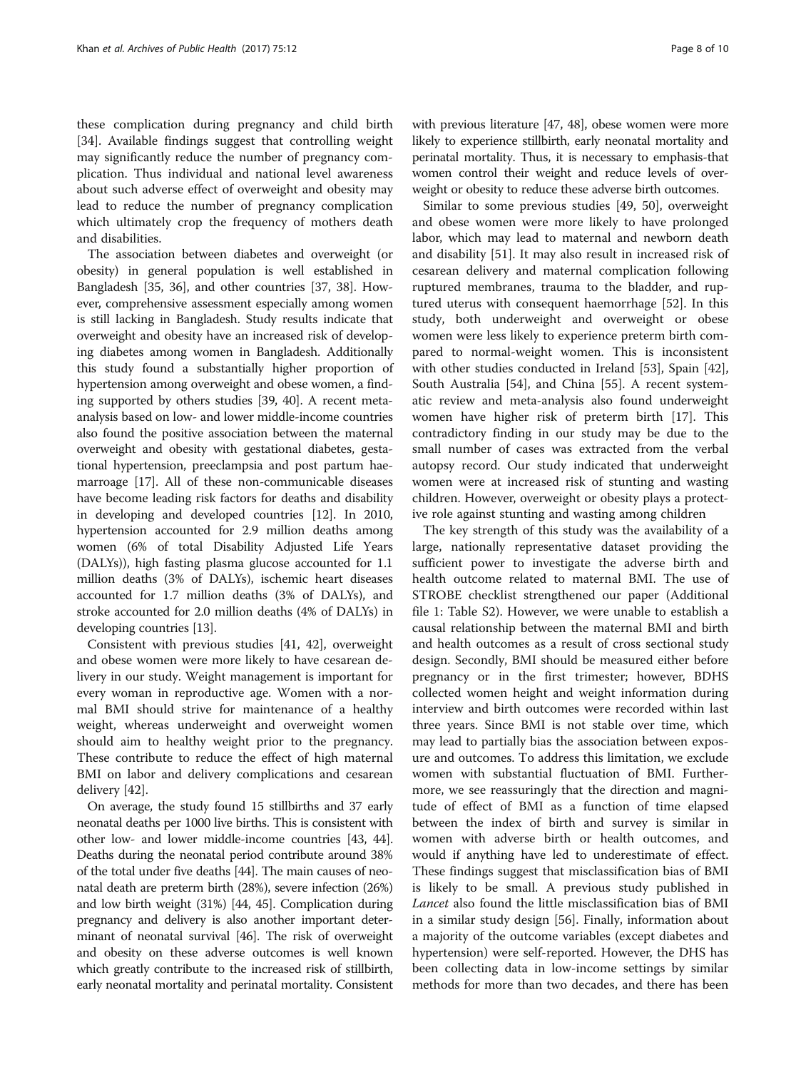these complication during pregnancy and child birth [34]. Available findings suggest that controlling weight may significantly reduce the number of pregnancy complication. Thus individual and national level awareness about such adverse effect of overweight and obesity may lead to reduce the number of pregnancy complication which ultimately crop the frequency of mothers death and disabilities.

The association between diabetes and overweight (or obesity) in general population is well established in Bangladesh [35, 36], and other countries [37, 38]. However, comprehensive assessment especially among women is still lacking in Bangladesh. Study results indicate that overweight and obesity have an increased risk of developing diabetes among women in Bangladesh. Additionally this study found a substantially higher proportion of hypertension among overweight and obese women, a finding supported by others studies [39, 40]. A recent meta-analysis based on low- and lower middle-income countries also found the positive association between the maternal overweight and obesity with gestational diabetes, gestational hypertension, preeclampsia and post partum haemarroage [17]. All of these non-communicable diseases have become leading risk factors for deaths and disability in developing and developed countries [12]. In 2010, hypertension accounted for 2.9 million deaths among women (6% of total Disability Adjusted Life Years (DALYs)), high fasting plasma glucose accounted for 1.1 million deaths (3% of DALYs), ischemic heart diseases accounted for 1.7 million deaths (3% of DALYs), and stroke accounted for 2.0 million deaths (4% of DALYs) in developing countries [13].

Consistent with previous studies [41, 42], overweight and obese women were more likely to have cesarean delivery in our study. Weight management is important for every woman in reproductive age. Women with a normal BMI should strive for maintenance of a healthy weight, whereas underweight and overweight women should aim to healthy weight prior to the pregnancy. These contribute to reduce the effect of high maternal BMI on labor and delivery complications and cesarean delivery [42].

On average, the study found 15 stillbirths and 37 early neonatal deaths per 1000 live births. This is consistent with other low- and lower middle-income countries [43, 44]. Deaths during the neonatal period contribute around 38% of the total under five deaths [44]. The main causes of neonatal death are preterm birth (28%), severe infection (26%) and low birth weight (31%) [44, 45]. Complication during pregnancy and delivery is also another important determinant of neonatal survival [46]. The risk of overweight and obesity on these adverse outcomes is well known which greatly contribute to the increased risk of stillbirth, early neonatal mortality and perinatal mortality. Consistent with previous literature [47, 48], obese women were more likely to experience stillbirth, early neonatal mortality and perinatal mortality. Thus, it is necessary to emphasis-that women control their weight and reduce levels of overweight or obesity to reduce these adverse birth outcomes.

Similar to some previous studies [49, 50], overweight and obese women were more likely to have prolonged labor, which may lead to maternal and newborn death and disability [51]. It may also result in increased risk of cesarean delivery and maternal complication following ruptured membranes, trauma to the bladder, and ruptured uterus with consequent haemorrhage [52]. In this study, both underweight and overweight or obese women were less likely to experience preterm birth compared to normal-weight women. This is inconsistent with other studies conducted in Ireland [53], Spain [42], South Australia [54], and China [55]. A recent systematic review and meta-analysis also found underweight women have higher risk of preterm birth [17]. This contradictory finding in our study may be due to the small number of cases was extracted from the verbal autopsy record. Our study indicated that underweight women were at increased risk of stunting and wasting children. However, overweight or obesity plays a protective role against stunting and wasting among children

The key strength of this study was the availability of a large, nationally representative dataset providing the sufficient power to investigate the adverse birth and health outcome related to maternal BMI. The use of STROBE checklist strengthened our paper (Additional file 1: Table S2). However, we were unable to establish a causal relationship between the maternal BMI and birth and health outcomes as a result of cross sectional study design. Secondly, BMI should be measured either before pregnancy or in the first trimester; however, BDHS collected women height and weight information during interview and birth outcomes were recorded within last three years. Since BMI is not stable over time, which may lead to partially bias the association between exposure and outcomes. To address this limitation, we exclude women with substantial fluctuation of BMI. Furthermore, we see reassuringly that the direction and magnitude of effect of BMI as a function of time elapsed between the index of birth and survey is similar in women with adverse birth or health outcomes, and would if anything have led to underestimate of effect. These findings suggest that misclassification bias of BMI is likely to be small. A previous study published in *Lancet* also found the little misclassification bias of BMI in a similar study design [56]. Finally, information about a majority of the outcome variables (except diabetes and hypertension) were self-reported. However, the DHS has been collecting data in low-income settings by similar methods for more than two decades, and there has been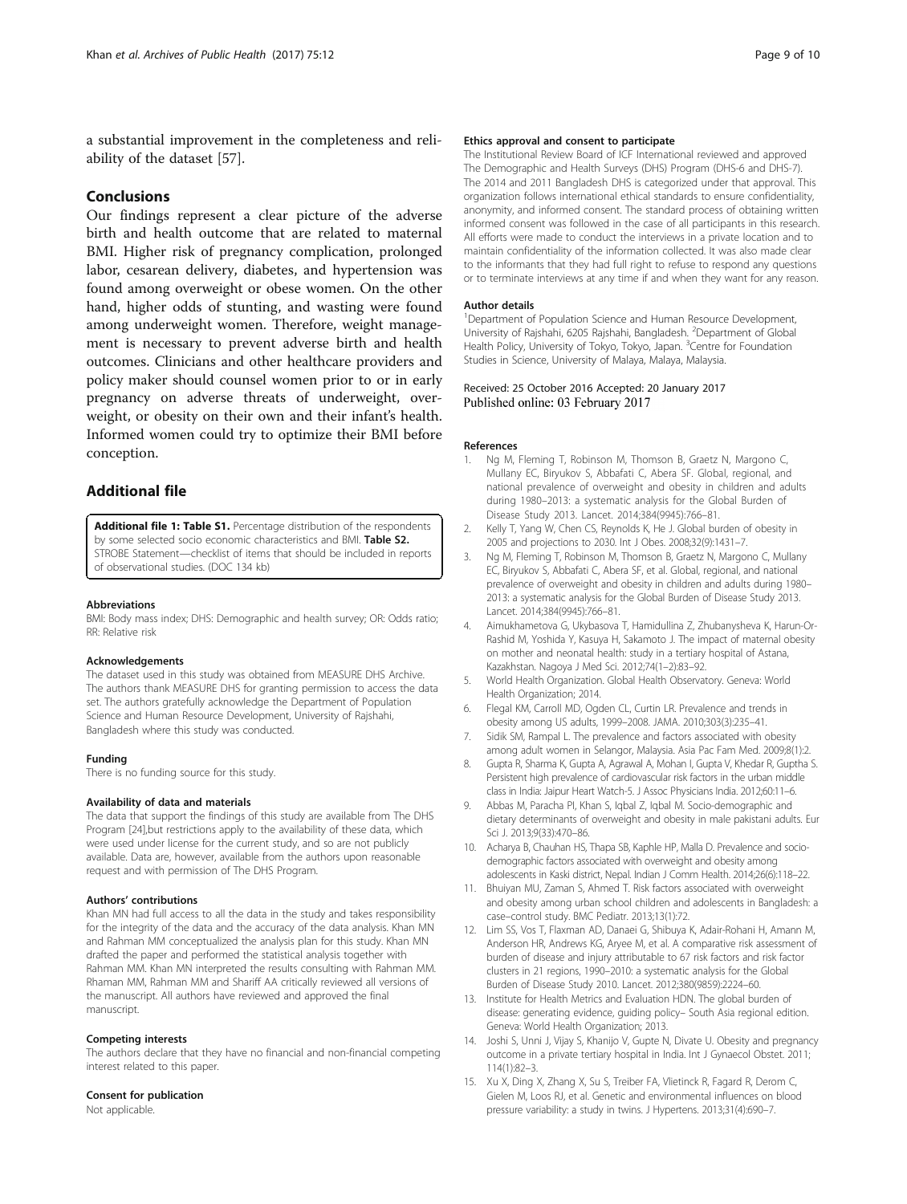a substantial improvement in the completeness and reliability of the dataset [57].

## Conclusions

Our findings represent a clear picture of the adverse birth and health outcome that are related to maternal BMI. Higher risk of pregnancy complication, prolonged labor, cesarean delivery, diabetes, and hypertension was found among overweight or obese women. On the other hand, higher odds of stunting, and wasting were found among underweight women. Therefore, weight management is necessary to prevent adverse birth and health outcomes. Clinicians and other healthcare providers and policy maker should counsel women prior to or in early pregnancy on adverse threats of underweight, overweight, or obesity on their own and their infant's health. Informed women could try to optimize their BMI before conception.

## Additional file

**Additional file 1: Table S1.** Percentage distribution of the respondents by some selected socio economic characteristics and BMI. **Table S2.** STROBE Statement—checklist of items that should be included in reports of observational studies. (DOC 134 kb)

#### Abbreviations

BMI: Body mass index; DHS: Demographic and health survey; OR: Odds ratio; RR: Relative risk

#### Acknowledgements

The dataset used in this study was obtained from MEASURE DHS Archive. The authors thank MEASURE DHS for granting permission to access the data set. The authors gratefully acknowledge the Department of Population Science and Human Resource Development, University of Rajshahi, Bangladesh where this study was conducted.

#### Funding

There is no funding source for this study.

#### Availability of data and materials

The data that support the findings of this study are available from The DHS Program [24],but restrictions apply to the availability of these data, which were used under license for the current study, and so are not publicly available. Data are, however, available from the authors upon reasonable request and with permission of The DHS Program.

#### Authors' contributions

Khan MN had full access to all the data in the study and takes responsibility for the integrity of the data and the accuracy of the data analysis. Khan MN and Rahman MM conceptualized the analysis plan for this study. Khan MN drafted the paper and performed the statistical analysis together with Rahman MM. Khan MN interpreted the results consulting with Rahman MM. Rhaman MM, Rahman MM and Shariff AA critically reviewed all versions of the manuscript. All authors have reviewed and approved the final manuscript.

#### Competing interests

The authors declare that they have no financial and non-financial competing interest related to this paper.

#### Consent for publication

Not applicable.

#### Ethics approval and consent to participate

The Institutional Review Board of ICF International reviewed and approved The Demographic and Health Surveys (DHS) Program (DHS-6 and DHS-7). The 2014 and 2011 Bangladesh DHS is categorized under that approval. This organization follows international ethical standards to ensure confidentiality, anonymity, and informed consent. The standard process of obtaining written informed consent was followed in the case of all participants in this research. All efforts were made to conduct the interviews in a private location and to maintain confidentiality of the information collected. It was also made clear to the informants that they had full right to refuse to respond any questions or to terminate interviews at any time if and when they want for any reason.

#### Author details

[1]Department of Population Science and Human Resource Development, University of Rajshahi, 6205 Rajshahi, Bangladesh. [2]Department of Global Health Policy, University of Tokyo, Tokyo, Japan. [3]Centre for Foundation Studies in Science, University of Malaya, Malaya, Malaysia.

Received: 25 October 2016 Accepted: 20 January 2017
Published online: 03 February 2017

#### References

1. Ng M, Fleming T, Robinson M, Thomson B, Graetz N, Margono C, Mullany EC, Biryukov S, Abbafati C, Abera SF. Global, regional, and national prevalence of overweight and obesity in children and adults during 1980–2013: a systematic analysis for the Global Burden of Disease Study 2013. Lancet. 2014;384(9945):766–81.
2. Kelly T, Yang W, Chen CS, Reynolds K, He J. Global burden of obesity in 2005 and projections to 2030. Int J Obes. 2008;32(9):1431–7.
3. Ng M, Fleming T, Robinson M, Thomson B, Graetz N, Margono C, Mullany EC, Biryukov S, Abbafati C, Abera SF, et al. Global, regional, and national prevalence of overweight and obesity in children and adults during 1980–2013: a systematic analysis for the Global Burden of Disease Study 2013. Lancet. 2014;384(9945):766–81.
4. Aimukhametova G, Ukybasova T, Hamidullina Z, Zhubanysheva K, Harun-Or-Rashid M, Yoshida Y, Kasuya H, Sakamoto J. The impact of maternal obesity on mother and neonatal health: study in a tertiary hospital of Astana, Kazakhstan. Nagoya J Med Sci. 2012;74(1–2):83–92.
5. World Health Organization. Global Health Observatory. Geneva: World Health Organization; 2014.
6. Flegal KM, Carroll MD, Ogden CL, Curtin LR. Prevalence and trends in obesity among US adults, 1999–2008. JAMA. 2010;303(3):235–41.
7. Sidik SM, Rampal L. The prevalence and factors associated with obesity among adult women in Selangor, Malaysia. Asia Pac Fam Med. 2009;8(1):2.
8. Gupta R, Sharma K, Gupta A, Agrawal A, Mohan I, Gupta V, Khedar R, Guptha S. Persistent high prevalence of cardiovascular risk factors in the urban middle class in India: Jaipur Heart Watch-5. J Assoc Physicians India. 2012;60:11–6.
9. Abbas M, Paracha PI, Khan S, Iqbal Z, Iqbal M. Socio-demographic and dietary determinants of overweight and obesity in male pakistani adults. Eur Sci J. 2013;9(33):470–86.
10. Acharya B, Chauhan HS, Thapa SB, Kaphle HP, Malla D. Prevalence and socio-demographic factors associated with overweight and obesity among adolescents in Kaski district, Nepal. Indian J Comm Health. 2014;26(6):118–22.
11. Bhuiyan MU, Zaman S, Ahmed T. Risk factors associated with overweight and obesity among urban school children and adolescents in Bangladesh: a case–control study. BMC Pediatr. 2013;13(1):72.
12. Lim SS, Vos T, Flaxman AD, Danaei G, Shibuya K, Adair-Rohani H, Amann M, Anderson HR, Andrews KG, Aryee M, et al. A comparative risk assessment of burden of disease and injury attributable to 67 risk factors and risk factor clusters in 21 regions, 1990–2010: a systematic analysis for the Global Burden of Disease Study 2010. Lancet. 2012;380(9859):2224–60.
13. Institute for Health Metrics and Evaluation HDN. The global burden of disease: generating evidence, guiding policy– South Asia regional edition. Geneva: World Health Organization; 2013.
14. Joshi S, Unni J, Vijay S, Khanijo V, Gupte N, Divate U. Obesity and pregnancy outcome in a private tertiary hospital in India. Int J Gynaecol Obstet. 2011; 114(1):82–3.
15. Xu X, Ding X, Zhang X, Su S, Treiber FA, Vlietinck R, Fagard R, Derom C, Gielen M, Loos RJ, et al. Genetic and environmental influences on blood pressure variability: a study in twins. J Hypertens. 2013;31(4):690–7.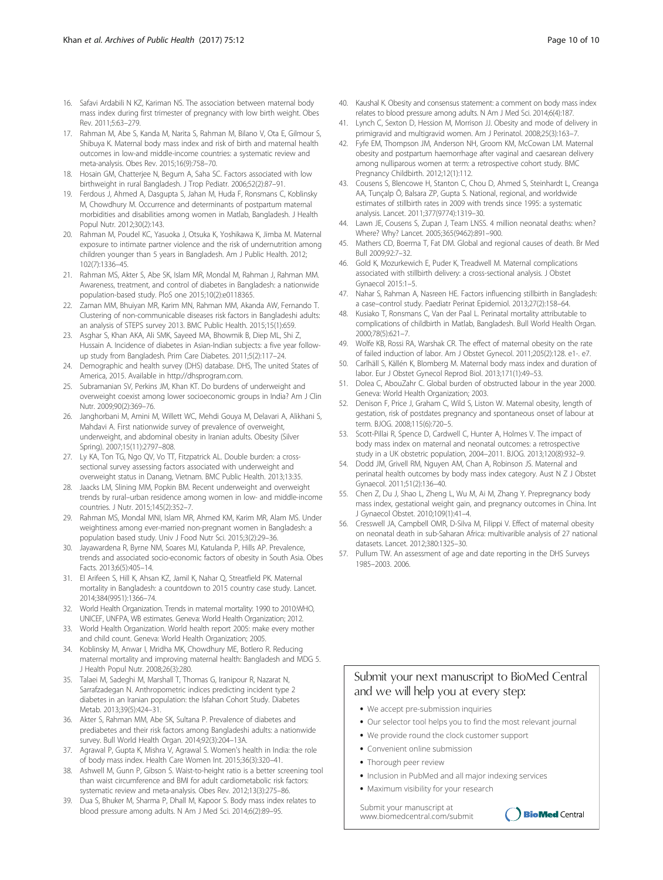16. Safavi Ardabili N KZ, Kariman NS. The association between maternal body mass index during first trimester of pregnancy with low birth weight. Obes Rev. 2011;5:63–279.
17. Rahman M, Abe S, Kanda M, Narita S, Rahman M, Bilano V, Ota E, Gilmour S, Shibuya K. Maternal body mass index and risk of birth and maternal health outcomes in low-and middle-income countries: a systematic review and meta-analysis. Obes Rev. 2015;16(9):758–70.
18. Hosain GM, Chatterjee N, Begum A, Saha SC. Factors associated with low birthweight in rural Bangladesh. J Trop Pediatr. 2006;52(2):87–91.
19. Ferdous J, Ahmed A, Dasgupta S, Jahan M, Huda F, Ronsmans C, Koblinsky M, Chowdhury M. Occurrence and determinants of postpartum maternal morbidities and disabilities among women in Matlab, Bangladesh. J Health Popul Nutr. 2012;30(2):143.
20. Rahman M, Poudel KC, Yasuoka J, Otsuka K, Yoshikawa K, Jimba M. Maternal exposure to intimate partner violence and the risk of undernutrition among children younger than 5 years in Bangladesh. Am J Public Health. 2012; 102(7):1336–45.
21. Rahman MS, Akter S, Abe SK, Islam MR, Mondal M, Rahman J, Rahman MM. Awareness, treatment, and control of diabetes in Bangladesh: a nationwide population-based study. PloS one 2015;10(2):e0118365.
22. Zaman MM, Bhuiyan MR, Karim MN, Rahman MM, Akanda AW, Fernando T. Clustering of non-communicable diseases risk factors in Bangladeshi adults: an analysis of STEPS survey 2013. BMC Public Health. 2015;15(1):659.
23. Asghar S, Khan AKA, Ali SMK, Sayeed MA, Bhowmik B, Diep ML, Shi Z, Hussain A. Incidence of diabetes in Asian-Indian subjects: a five year follow-up study from Bangladesh. Prim Care Diabetes. 2011;5(2):117–24.
24. Demographic and health survey (DHS) database. DHS, The united States of America, 2015. Available in http://dhsprogram.com.
25. Subramanian SV, Perkins JM, Khan KT. Do burdens of underweight and overweight coexist among lower socioeconomic groups in India? Am J Clin Nutr. 2009;90(2):369–76.
26. Janghorbani M, Amini M, Willett WC, Mehdi Gouya M, Delavari A, Alikhani S, Mahdavi A. First nationwide survey of prevalence of overweight, underweight, and abdominal obesity in Iranian adults. Obesity (Silver Spring). 2007;15(11):2797–808.
27. Ly KA, Ton TG, Ngo QV, Vo TT, Fitzpatrick AL. Double burden: a cross-sectional survey assessing factors associated with underweight and overweight status in Danang, Vietnam. BMC Public Health. 2013;13:35.
28. Jaacks LM, Slining MM, Popkin BM. Recent underweight and overweight trends by rural–urban residence among women in low- and middle-income countries. J Nutr. 2015;145(2):352–7.
29. Rahman MS, Mondal MNI, Islam MR, Ahmed KM, Karim MR, Alam MS. Under weightiness among ever-married non-pregnant women in Bangladesh: a population based study. Univ J Food Nutr Sci. 2015;3(2):29–36.
30. Jayawardena R, Byrne NM, Soares MJ, Katulanda P, Hills AP. Prevalence, trends and associated socio-economic factors of obesity in South Asia. Obes Facts. 2013;6(5):405–14.
31. El Arifeen S, Hill K, Ahsan KZ, Jamil K, Nahar Q, Streatfield PK. Maternal mortality in Bangladesh: a countdown to 2015 country case study. Lancet. 2014;384(9951):1366–74.
32. World Health Organization. Trends in maternal mortality: 1990 to 2010:WHO, UNICEF, UNFPA, WB estimates. Geneva: World Health Organization; 2012.
33. World Health Organization. World health report 2005: make every mother and child count. Geneva: World Health Organization; 2005.
34. Koblinsky M, Anwar I, Mridha MK, Chowdhury ME, Botlero R. Reducing maternal mortality and improving maternal health: Bangladesh and MDG 5. J Health Popul Nutr. 2008;26(3):280.
35. Talaei M, Sadeghi M, Marshall T, Thomas G, Iranipour R, Nazarat N, Sarrafzadegan N. Anthropometric indices predicting incident type 2 diabetes in an Iranian population: the Isfahan Cohort Study. Diabetes Metab. 2013;39(5):424–31.
36. Akter S, Rahman MM, Abe SK, Sultana P. Prevalence of diabetes and prediabetes and their risk factors among Bangladeshi adults: a nationwide survey. Bull World Health Organ. 2014;92(3):204–13A.
37. Agrawal P, Gupta K, Mishra V, Agrawal S. Women's health in India: the role of body mass index. Health Care Women Int. 2015;36(3):320–41.
38. Ashwell M, Gunn P, Gibson S. Waist-to-height ratio is a better screening tool than waist circumference and BMI for adult cardiometabolic risk factors: systematic review and meta-analysis. Obes Rev. 2012;13(3):275–86.
39. Dua S, Bhuker M, Sharma P, Dhall M, Kapoor S. Body mass index relates to blood pressure among adults. N Am J Med Sci. 2014;6(2):89–95.
40. Kaushal K. Obesity and consensus statement: a comment on body mass index relates to blood pressure among adults. N Am J Med Sci. 2014;6(4):187.
41. Lynch C, Sexton D, Hession M, Morrison JJ. Obesity and mode of delivery in primigravid and multigravid women. Am J Perinatol. 2008;25(3):163–7.
42. Fyfe EM, Thompson JM, Anderson NH, Groom KM, McCowan LM. Maternal obesity and postpartum haemorrhage after vaginal and caesarean delivery among nulliparous women at term: a retrospective cohort study. BMC Pregnancy Childbirth. 2012;12(1):112.
43. Cousens S, Blencowe H, Stanton C, Chou D, Ahmed S, Steinhardt L, Creanga AA, Tunçalp Ö, Balsara ZP, Gupta S. National, regional, and worldwide estimates of stillbirth rates in 2009 with trends since 1995: a systematic analysis. Lancet. 2011;377(9774):1319–30.
44. Lawn JE, Cousens S, Zupan J, Team LNSS. 4 million neonatal deaths: when? Where? Why? Lancet. 2005;365(9462):891–900.
45. Mathers CD, Boerma T, Fat DM. Global and regional causes of death. Br Med Bull 2009;92:7–32.
46. Gold K, Mozurkewich E, Puder K, Treadwell M. Maternal complications associated with stillbirth delivery: a cross-sectional analysis. J Obstet Gynaecol 2015:1–5.
47. Nahar S, Rahman A, Nasreen HE. Factors influencing stillbirth in Bangladesh: a case–control study. Paediatr Perinat Epidemiol. 2013;27(2):158–64.
48. Kusiako T, Ronsmans C, Van der Paal L. Perinatal mortality attributable to complications of childbirth in Matlab, Bangladesh. Bull World Health Organ. 2000;78(5):621–7.
49. Wolfe KB, Rossi RA, Warshak CR. The effect of maternal obesity on the rate of failed induction of labor. Am J Obstet Gynecol. 2011;205(2):128. e1-. e7.
50. Carlhäll S, Källén K, Blomberg M. Maternal body mass index and duration of labor. Eur J Obstet Gynecol Reprod Biol. 2013;171(1):49–53.
51. Dolea C, AbouZahr C. Global burden of obstructed labour in the year 2000. Geneva: World Health Organization; 2003.
52. Denison F, Price J, Graham C, Wild S, Liston W. Maternal obesity, length of gestation, risk of postdates pregnancy and spontaneous onset of labour at term. BJOG. 2008;115(6):720–5.
53. Scott-Pillai R, Spence D, Cardwell C, Hunter A, Holmes V. The impact of body mass index on maternal and neonatal outcomes: a retrospective study in a UK obstetric population, 2004–2011. BJOG. 2013;120(8):932–9.
54. Dodd JM, Grivell RM, Nguyen AM, Chan A, Robinson JS. Maternal and perinatal health outcomes by body mass index category. Aust N Z J Obstet Gynaecol. 2011;51(2):136–40.
55. Chen Z, Du J, Shao L, Zheng L, Wu M, Ai M, Zhang Y. Prepregnancy body mass index, gestational weight gain, and pregnancy outcomes in China. Int J Gynaecol Obstet. 2010;109(1):41–4.
56. Cresswell JA, Campbell OMR, D-Silva M, Filippi V. Effect of maternal obesity on neonatal death in sub-Saharan Africa: multivarible analysis of 27 national datasets. Lancet. 2012;380:1325–30.
57. Pullum TW. An assessment of age and date reporting in the DHS Surveys 1985–2003. 2006.

## Submit your next manuscript to BioMed Central and we will help you at every step:

- We accept pre-submission inquiries
- Our selector tool helps you to find the most relevant journal
- We provide round the clock customer support
- Convenient online submission
- Thorough peer review
- Inclusion in PubMed and all major indexing services
- Maximum visibility for your research

Submit your manuscript at
www.biomedcentral.com/submit

BioMed Central